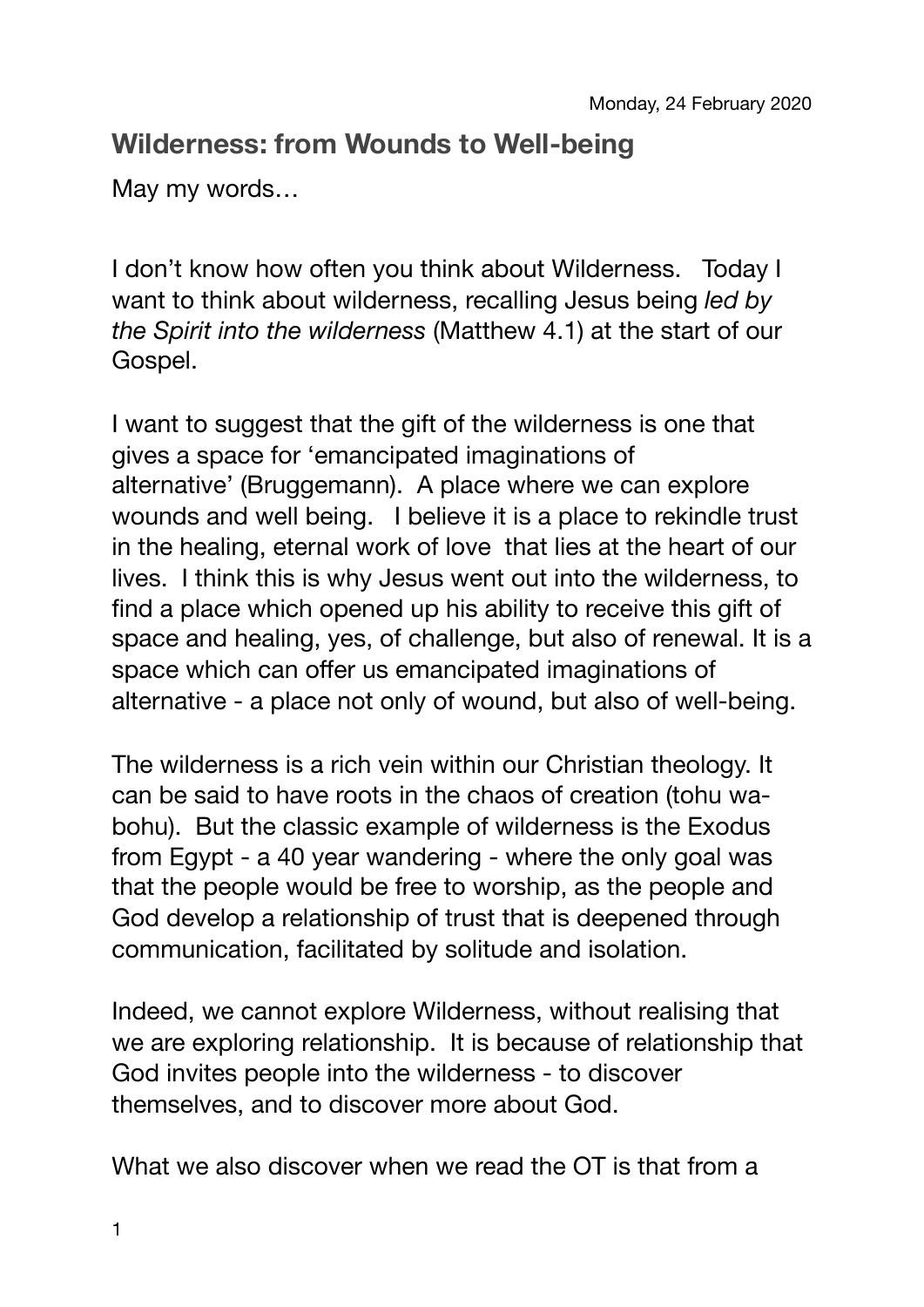Monday, 24 February 2020

## Wilderness: from Wounds to Well-being

May my words…

I don't know how often you think about Wilderness. Today I want to think about wilderness, recalling Jesus being *led by the Spirit into the wilderness* (Matthew 4.1) at the start of our Gospel.

I want to suggest that the gift of the wilderness is one that gives a space for 'emancipated imaginations of alternative' (Bruggemann). A place where we can explore wounds and well being. I believe it is a place to rekindle trust in the healing, eternal work of love that lies at the heart of our lives. I think this is why Jesus went out into the wilderness, to find a place which opened up his ability to receive this gift of space and healing, yes, of challenge, but also of renewal. It is a space which can offer us emancipated imaginations of alternative - a place not only of wound, but also of well-being.

The wilderness is a rich vein within our Christian theology. It can be said to have roots in the chaos of creation (tohu wa-bohu). But the classic example of wilderness is the Exodus from Egypt - a 40 year wandering - where the only goal was that the people would be free to worship, as the people and God develop a relationship of trust that is deepened through communication, facilitated by solitude and isolation.

Indeed, we cannot explore Wilderness, without realising that we are exploring relationship. It is because of relationship that God invites people into the wilderness - to discover themselves, and to discover more about God.

What we also discover when we read the OT is that from a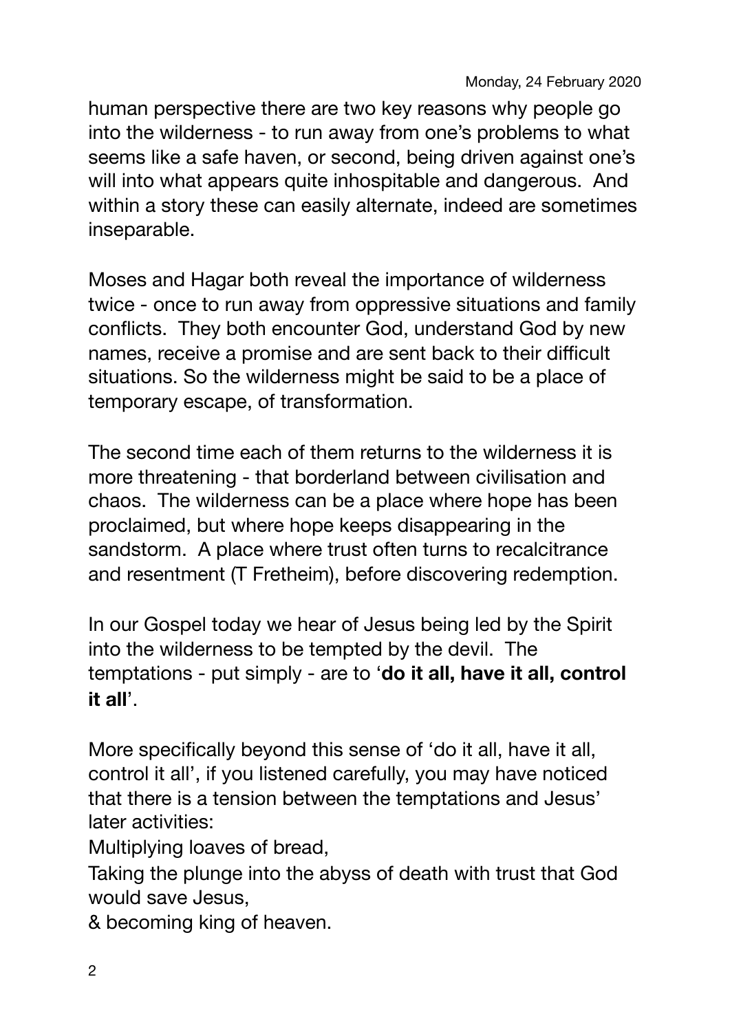human perspective there are two key reasons why people go into the wilderness - to run away from one's problems to what seems like a safe haven, or second, being driven against one's will into what appears quite inhospitable and dangerous. And within a story these can easily alternate, indeed are sometimes inseparable.

Moses and Hagar both reveal the importance of wilderness twice - once to run away from oppressive situations and family conflicts. They both encounter God, understand God by new names, receive a promise and are sent back to their difficult situations. So the wilderness might be said to be a place of temporary escape, of transformation.

The second time each of them returns to the wilderness it is more threatening - that borderland between civilisation and chaos. The wilderness can be a place where hope has been proclaimed, but where hope keeps disappearing in the sandstorm. A place where trust often turns to recalcitrance and resentment (T Fretheim), before discovering redemption.

In our Gospel today we hear of Jesus being led by the Spirit into the wilderness to be tempted by the devil. The temptations - put simply - are to '**do it all, have it all, control it all**'.

More specifically beyond this sense of 'do it all, have it all, control it all', if you listened carefully, you may have noticed that there is a tension between the temptations and Jesus' later activities:

Multiplying loaves of bread,

Taking the plunge into the abyss of death with trust that God would save Jesus,

& becoming king of heaven.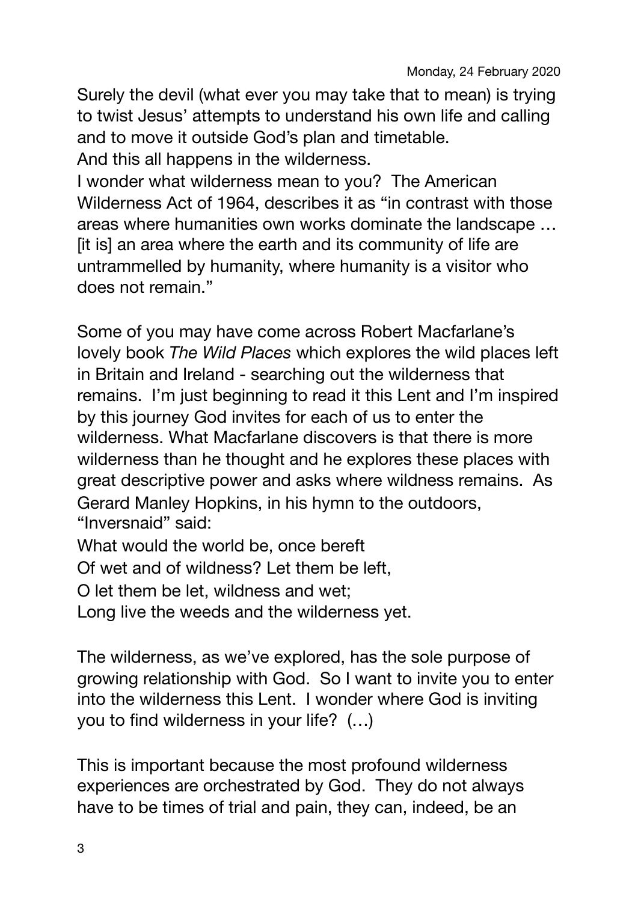Monday, 24 February 2020

Surely the devil (what ever you may take that to mean) is trying to twist Jesus' attempts to understand his own life and calling and to move it outside God's plan and timetable.

And this all happens in the wilderness.

I wonder what wilderness mean to you? The American Wilderness Act of 1964, describes it as "in contrast with those areas where humanities own works dominate the landscape … [it is] an area where the earth and its community of life are untrammelled by humanity, where humanity is a visitor who does not remain."

Some of you may have come across Robert Macfarlane's lovely book *The Wild Places* which explores the wild places left in Britain and Ireland - searching out the wilderness that remains. I'm just beginning to read it this Lent and I'm inspired by this journey God invites for each of us to enter the wilderness. What Macfarlane discovers is that there is more wilderness than he thought and he explores these places with great descriptive power and asks where wildness remains. As Gerard Manley Hopkins, in his hymn to the outdoors, "Inversnaid" said:

What would the world be, once bereft
Of wet and of wildness? Let them be left,
O let them be let, wildness and wet;
Long live the weeds and the wilderness yet.

The wilderness, as we've explored, has the sole purpose of growing relationship with God. So I want to invite you to enter into the wilderness this Lent. I wonder where God is inviting you to find wilderness in your life? (…)

This is important because the most profound wilderness experiences are orchestrated by God. They do not always have to be times of trial and pain, they can, indeed, be an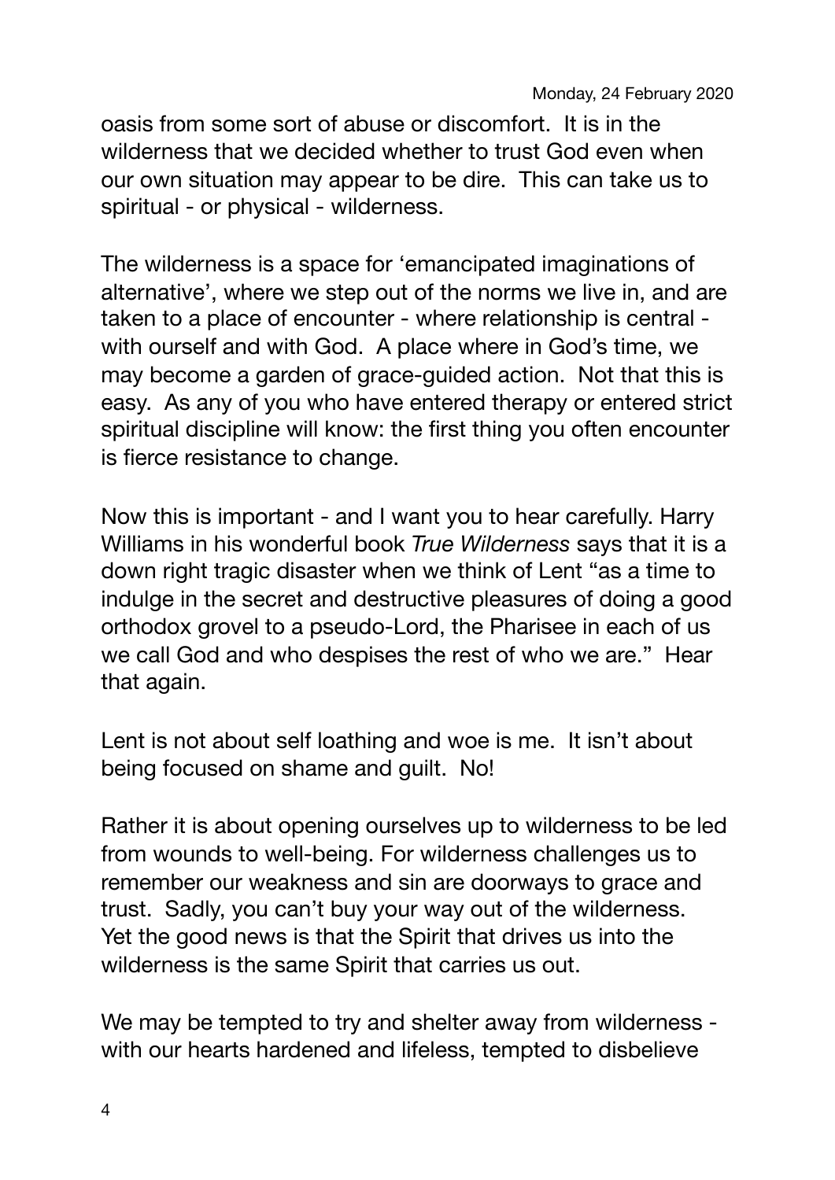oasis from some sort of abuse or discomfort. It is in the wilderness that we decided whether to trust God even when our own situation may appear to be dire. This can take us to spiritual - or physical - wilderness.

The wilderness is a space for 'emancipated imaginations of alternative', where we step out of the norms we live in, and are taken to a place of encounter - where relationship is central - with ourself and with God. A place where in God's time, we may become a garden of grace-guided action. Not that this is easy. As any of you who have entered therapy or entered strict spiritual discipline will know: the first thing you often encounter is fierce resistance to change.

Now this is important - and I want you to hear carefully. Harry Williams in his wonderful book *True Wilderness* says that it is a down right tragic disaster when we think of Lent "as a time to indulge in the secret and destructive pleasures of doing a good orthodox grovel to a pseudo-Lord, the Pharisee in each of us we call God and who despises the rest of who we are." Hear that again.

Lent is not about self loathing and woe is me. It isn't about being focused on shame and guilt. No!

Rather it is about opening ourselves up to wilderness to be led from wounds to well-being. For wilderness challenges us to remember our weakness and sin are doorways to grace and trust. Sadly, you can't buy your way out of the wilderness. Yet the good news is that the Spirit that drives us into the wilderness is the same Spirit that carries us out.

We may be tempted to try and shelter away from wilderness - with our hearts hardened and lifeless, tempted to disbelieve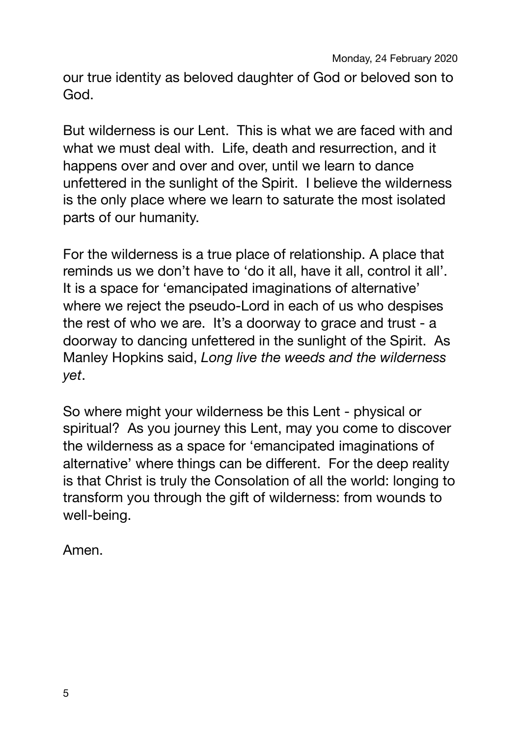our true identity as beloved daughter of God or beloved son to God.

But wilderness is our Lent. This is what we are faced with and what we must deal with. Life, death and resurrection, and it happens over and over and over, until we learn to dance unfettered in the sunlight of the Spirit. I believe the wilderness is the only place where we learn to saturate the most isolated parts of our humanity.

For the wilderness is a true place of relationship. A place that reminds us we don't have to 'do it all, have it all, control it all'. It is a space for 'emancipated imaginations of alternative' where we reject the pseudo-Lord in each of us who despises the rest of who we are. It's a doorway to grace and trust - a doorway to dancing unfettered in the sunlight of the Spirit. As Manley Hopkins said, *Long live the weeds and the wilderness yet*.

So where might your wilderness be this Lent - physical or spiritual? As you journey this Lent, may you come to discover the wilderness as a space for 'emancipated imaginations of alternative' where things can be different. For the deep reality is that Christ is truly the Consolation of all the world: longing to transform you through the gift of wilderness: from wounds to well-being.

Amen.